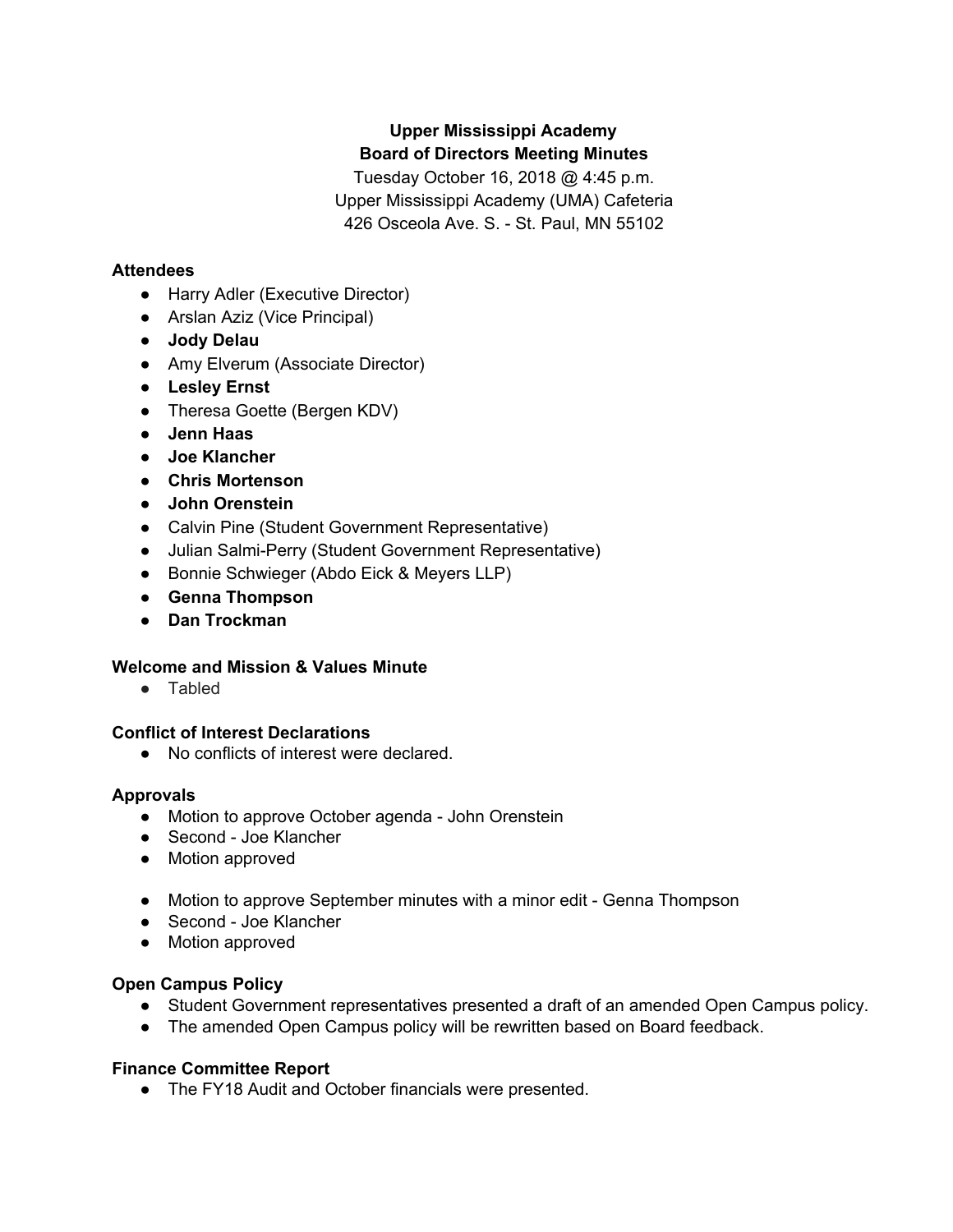**Upper Mississippi Academy**
**Board of Directors Meeting Minutes**

Tuesday October 16, 2018 @ 4:45 p.m.
Upper Mississippi Academy (UMA) Cafeteria
426 Osceola Ave. S. - St. Paul, MN 55102

**Attendees**

- Harry Adler (Executive Director)
- Arslan Aziz (Vice Principal)
- **Jody Delau**
- Amy Elverum (Associate Director)
- **Lesley Ernst**
- Theresa Goette (Bergen KDV)
- **Jenn Haas**
- **Joe Klancher**
- **Chris Mortenson**
- **John Orenstein**
- Calvin Pine (Student Government Representative)
- Julian Salmi-Perry (Student Government Representative)
- Bonnie Schwieger (Abdo Eick & Meyers LLP)
- **Genna Thompson**
- **Dan Trockman**

**Welcome and Mission & Values Minute**

- Tabled

**Conflict of Interest Declarations**

- No conflicts of interest were declared.

**Approvals**

- Motion to approve October agenda - John Orenstein
- Second - Joe Klancher
- Motion approved

- Motion to approve September minutes with a minor edit - Genna Thompson
- Second - Joe Klancher
- Motion approved

**Open Campus Policy**

- Student Government representatives presented a draft of an amended Open Campus policy.
- The amended Open Campus policy will be rewritten based on Board feedback.

**Finance Committee Report**

- The FY18 Audit and October financials were presented.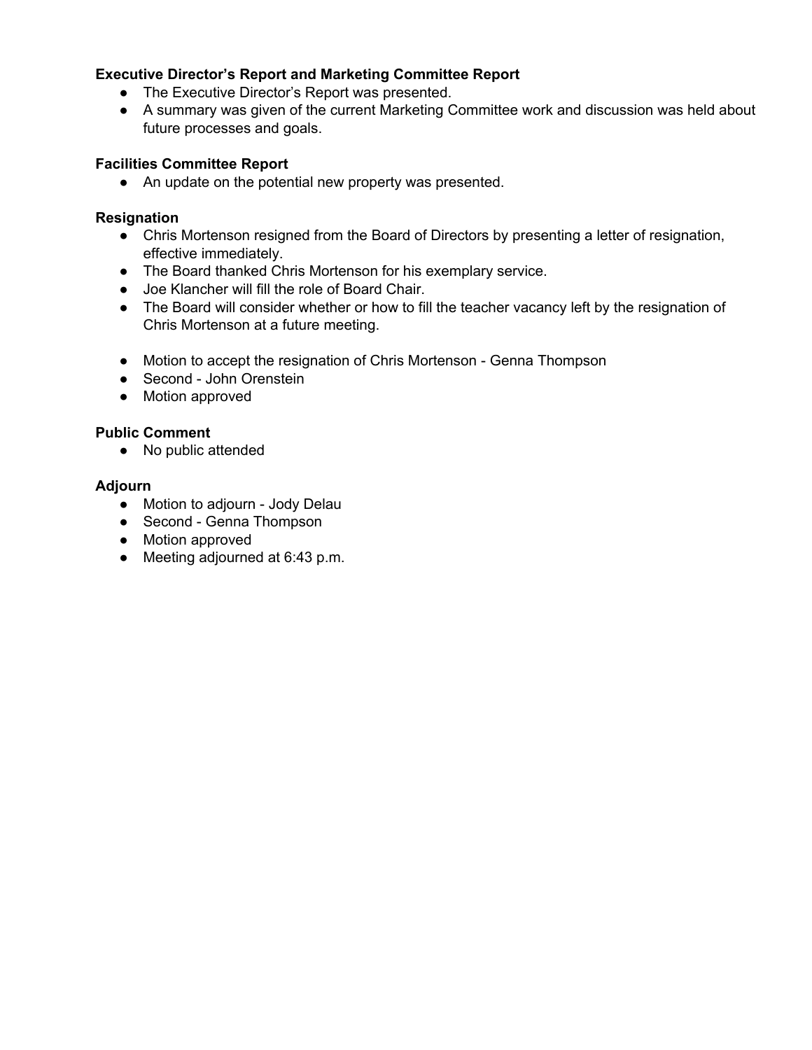**Executive Director's Report and Marketing Committee Report**

- The Executive Director's Report was presented.
- A summary was given of the current Marketing Committee work and discussion was held about future processes and goals.

**Facilities Committee Report**

- An update on the potential new property was presented.

**Resignation**

- Chris Mortenson resigned from the Board of Directors by presenting a letter of resignation, effective immediately.
- The Board thanked Chris Mortenson for his exemplary service.
- Joe Klancher will fill the role of Board Chair.
- The Board will consider whether or how to fill the teacher vacancy left by the resignation of Chris Mortenson at a future meeting.

- Motion to accept the resignation of Chris Mortenson - Genna Thompson
- Second - John Orenstein
- Motion approved

**Public Comment**

- No public attended

**Adjourn**

- Motion to adjourn - Jody Delau
- Second - Genna Thompson
- Motion approved
- Meeting adjourned at 6:43 p.m.